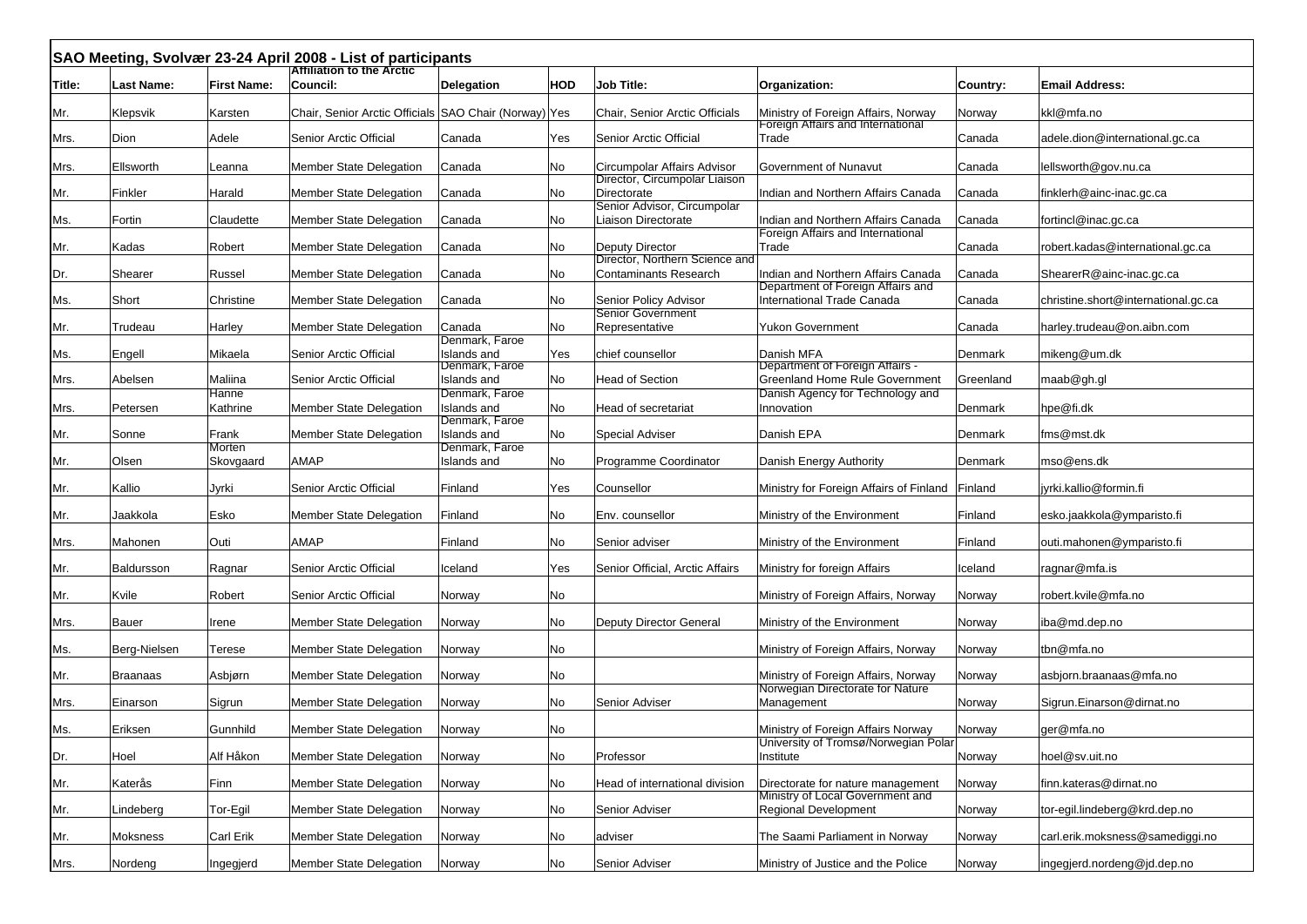## SAO Meeting, Svolvær 23-24 April 2008 - List of participants

| Title: | Last Name: | First Name: | Affiliation to the Arctic Council: | Delegation | HOD | Job Title: | Organization: | Country: | Email Address: |
|---|---|---|---|---|---|---|---|---|---|
| Mr. | Klepsvik | Karsten | Chair, Senior Arctic Officials | SAO Chair (Norway) | Yes | Chair, Senior Arctic Officials | Ministry of Foreign Affairs, Norway | Norway | kkl@mfa.no |
| Mrs. | Dion | Adele | Senior Arctic Official | Canada | Yes | Senior Arctic Official | Foreign Affairs and International Trade | Canada | adele.dion@international.gc.ca |
| Mrs. | Ellsworth | Leanna | Member State Delegation | Canada | No | Circumpolar Affairs Advisor | Government of Nunavut | Canada | lellsworth@gov.nu.ca |
| Mr. | Finkler | Harald | Member State Delegation | Canada | No | Director, Circumpolar Liaison Directorate | Indian and Northern Affairs Canada | Canada | finklerh@ainc-inac.gc.ca |
| Ms. | Fortin | Claudette | Member State Delegation | Canada | No | Senior Advisor, Circumpolar Liaison Directorate | Indian and Northern Affairs Canada | Canada | fortincl@inac.gc.ca |
| Mr. | Kadas | Robert | Member State Delegation | Canada | No | Deputy Director | Foreign Affairs and International Trade | Canada | robert.kadas@international.gc.ca |
| Dr. | Shearer | Russel | Member State Delegation | Canada | No | Director, Northern Science and Contaminants Research | Indian and Northern Affairs Canada | Canada | ShearerR@ainc-inac.gc.ca |
| Ms. | Short | Christine | Member State Delegation | Canada | No | Senior Policy Advisor | Department of Foreign Affairs and International Trade Canada | Canada | christine.short@international.gc.ca |
| Mr. | Trudeau | Harley | Member State Delegation | Canada | No | Senior Government Representative | Yukon Government | Canada | harley.trudeau@on.aibn.com |
| Ms. | Engell | Mikaela | Senior Arctic Official | Denmark, Faroe Islands and | Yes | chief counsellor | Danish MFA | Denmark | mikeng@um.dk |
| Mrs. | Abelsen | Maliina | Senior Arctic Official | Denmark, Faroe Islands and | No | Head of Section | Department of Foreign Affairs - Greenland Home Rule Government | Greenland | maab@gh.gl |
| Mrs. | Petersen | Hanne Kathrine | Member State Delegation | Denmark, Faroe Islands and | No | Head of secretariat | Danish Agency for Technology and Innovation | Denmark | hpe@fi.dk |
| Mr. | Sonne | Frank | Member State Delegation | Denmark, Faroe Islands and | No | Special Adviser | Danish EPA | Denmark | fms@mst.dk |
| Mr. | Olsen | Morten Skovgaard | AMAP | Denmark, Faroe Islands and | No | Programme Coordinator | Danish Energy Authority | Denmark | mso@ens.dk |
| Mr. | Kallio | Jyrki | Senior Arctic Official | Finland | Yes | Counsellor | Ministry for Foreign Affairs of Finland | Finland | jyrki.kallio@formin.fi |
| Mr. | Jaakkola | Esko | Member State Delegation | Finland | No | Env. counsellor | Ministry of the Environment | Finland | esko.jaakkola@ymparisto.fi |
| Mrs. | Mahonen | Outi | AMAP | Finland | No | Senior adviser | Ministry of the Environment | Finland | outi.mahonen@ymparisto.fi |
| Mr. | Baldursson | Ragnar | Senior Arctic Official | Iceland | Yes | Senior Official, Arctic Affairs | Ministry for foreign Affairs | Iceland | ragnar@mfa.is |
| Mr. | Kvile | Robert | Senior Arctic Official | Norway | No | | Ministry of Foreign Affairs, Norway | Norway | robert.kvile@mfa.no |
| Mrs. | Bauer | Irene | Member State Delegation | Norway | No | Deputy Director General | Ministry of the Environment | Norway | iba@md.dep.no |
| Ms. | Berg-Nielsen | Terese | Member State Delegation | Norway | No | | Ministry of Foreign Affairs, Norway | Norway | tbn@mfa.no |
| Mr. | Braanaas | Asbjørn | Member State Delegation | Norway | No | | Ministry of Foreign Affairs, Norway | Norway | asbjorn.braanaas@mfa.no |
| Mrs. | Einarson | Sigrun | Member State Delegation | Norway | No | Senior Adviser | Norwegian Directorate for Nature Management | Norway | Sigrun.Einarson@dirnat.no |
| Ms. | Eriksen | Gunnhild | Member State Delegation | Norway | No | | Ministry of Foreign Affairs Norway | Norway | ger@mfa.no |
| Dr. | Hoel | Alf Håkon | Member State Delegation | Norway | No | Professor | University of Tromsø/Norwegian Polar Institute | Norway | hoel@sv.uit.no |
| Mr. | Katerås | Finn | Member State Delegation | Norway | No | Head of international division | Directorate for nature management | Norway | finn.kateras@dirnat.no |
| Mr. | Lindeberg | Tor-Egil | Member State Delegation | Norway | No | Senior Adviser | Ministry of Local Government and Regional Development | Norway | tor-egil.lindeberg@krd.dep.no |
| Mr. | Moksness | Carl Erik | Member State Delegation | Norway | No | adviser | The Saami Parliament in Norway | Norway | carl.erik.moksness@samediggi.no |
| Mrs. | Nordeng | Ingegjerd | Member State Delegation | Norway | No | Senior Adviser | Ministry of Justice and the Police | Norway | ingegjerd.nordeng@jd.dep.no |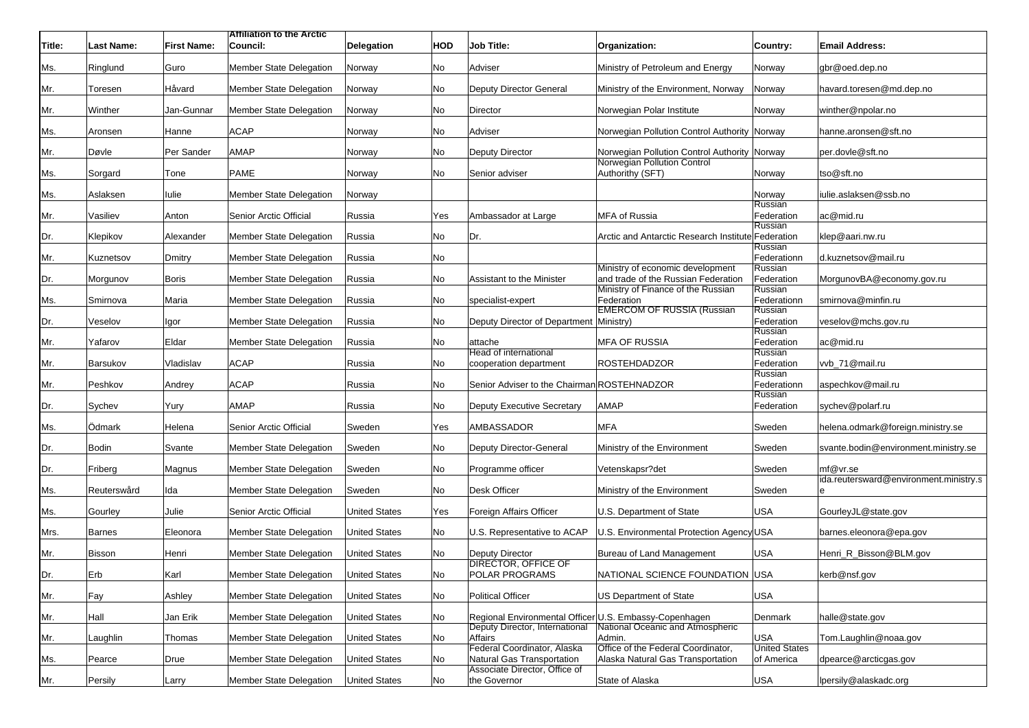| Title: | Last Name: | First Name: | Affiliation to the Arctic Council: | Delegation | HOD | Job Title: | Organization: | Country: | Email Address: |
|---|---|---|---|---|---|---|---|---|---|
| Ms. | Ringlund | Guro | Member State Delegation | Norway | No | Adviser | Ministry of Petroleum and Energy | Norway | gbr@oed.dep.no |
| Mr. | Toresen | Håvard | Member State Delegation | Norway | No | Deputy Director General | Ministry of the Environment, Norway | Norway | havard.toresen@md.dep.no |
| Mr. | Winther | Jan-Gunnar | Member State Delegation | Norway | No | Director | Norwegian Polar Institute | Norway | winther@npolar.no |
| Ms. | Aronsen | Hanne | ACAP | Norway | No | Adviser | Norwegian Pollution Control Authority | Norway | hanne.aronsen@sft.no |
| Mr. | Døvle | Per Sander | AMAP | Norway | No | Deputy Director | Norwegian Pollution Control Authority | Norway | per.dovle@sft.no |
| Ms. | Sorgard | Tone | PAME | Norway | No | Senior adviser | Norwegian Pollution Control Authorithy (SFT) | Norway | tso@sft.no |
| Ms. | Aslaksen | Iulie | Member State Delegation | Norway | | | | Norway | iulie.aslaksen@ssb.no |
| Mr. | Vasiliev | Anton | Senior Arctic Official | Russia | Yes | Ambassador at Large | MFA of Russia | Russian Federation | ac@mid.ru |
| Dr. | Klepikov | Alexander | Member State Delegation | Russia | No | Dr. | Arctic and Antarctic Research Institute | Russian Federation | klep@aari.nw.ru |
| Mr. | Kuznetsov | Dmitry | Member State Delegation | Russia | No | | | Russian Federationn | d.kuznetsov@mail.ru |
| Dr. | Morgunov | Boris | Member State Delegation | Russia | No | Assistant to the Minister | Ministry of economic development and trade of the Russian Federation | Russian Federation | MorgunovBA@economy.gov.ru |
| Ms. | Smirnova | Maria | Member State Delegation | Russia | No | specialist-expert | Ministry of Finance of the Russian Federation | Russian Federationn | smirnova@minfin.ru |
| Dr. | Veselov | Igor | Member State Delegation | Russia | No | Deputy Director of Department | EMERCOM OF RUSSIA (Russian Ministry) | Russian Federation | veselov@mchs.gov.ru |
| Mr. | Yafarov | Eldar | Member State Delegation | Russia | No | attache | MFA OF RUSSIA | Russian Federation | ac@mid.ru |
| Mr. | Barsukov | Vladislav | ACAP | Russia | No | Head of international cooperation department | ROSTEHDADZOR | Russian Federation | vvb_71@mail.ru |
| Mr. | Peshkov | Andrey | ACAP | Russia | No | Senior Adviser to the Chairman | ROSTEHNADZOR | Russian Federationn | aspechkov@mail.ru |
| Dr. | Sychev | Yury | AMAP | Russia | No | Deputy Executive Secretary | AMAP | Russian Federation | sychev@polarf.ru |
| Ms. | Ödmark | Helena | Senior Arctic Official | Sweden | Yes | AMBASSADOR | MFA | Sweden | helena.odmark@foreign.ministry.se |
| Dr. | Bodin | Svante | Member State Delegation | Sweden | No | Deputy Director-General | Ministry of the Environment | Sweden | svante.bodin@environment.ministry.se |
| Dr. | Friberg | Magnus | Member State Delegation | Sweden | No | Programme officer | Vetenskapsr?det | Sweden | mf@vr.se |
| Ms. | Reuterswård | Ida | Member State Delegation | Sweden | No | Desk Officer | Ministry of the Environment | Sweden | ida.reutersward@environment.ministry.se |
| Ms. | Gourley | Julie | Senior Arctic Official | United States | Yes | Foreign Affairs Officer | U.S. Department of State | USA | GourleyJL@state.gov |
| Mrs. | Barnes | Eleonora | Member State Delegation | United States | No | U.S. Representative to ACAP | U.S. Environmental Protection Agency | USA | barnes.eleonora@epa.gov |
| Mr. | Bisson | Henri | Member State Delegation | United States | No | Deputy Director | Bureau of Land Management | USA | Henri_R_Bisson@BLM.gov |
| Dr. | Erb | Karl | Member State Delegation | United States | No | DIRECTOR, OFFICE OF POLAR PROGRAMS | NATIONAL SCIENCE FOUNDATION | USA | kerb@nsf.gov |
| Mr. | Fay | Ashley | Member State Delegation | United States | No | Political Officer | US Department of State | USA | |
| Mr. | Hall | Jan Erik | Member State Delegation | United States | No | Regional Environmental Officer | U.S. Embassy-Copenhagen | Denmark | halle@state.gov |
| Mr. | Laughlin | Thomas | Member State Delegation | United States | No | Deputy Director, International Affairs | National Oceanic and Atmospheric Admin. | USA | Tom.Laughlin@noaa.gov |
| Ms. | Pearce | Drue | Member State Delegation | United States | No | Federal Coordinator, Alaska Natural Gas Transportation | Office of the Federal Coordinator, Alaska Natural Gas Transportation | United States of America | dpearce@arcticgas.gov |
| Mr. | Persily | Larry | Member State Delegation | United States | No | Associate Director, Office of the Governor | State of Alaska | USA | lpersily@alaskadc.org |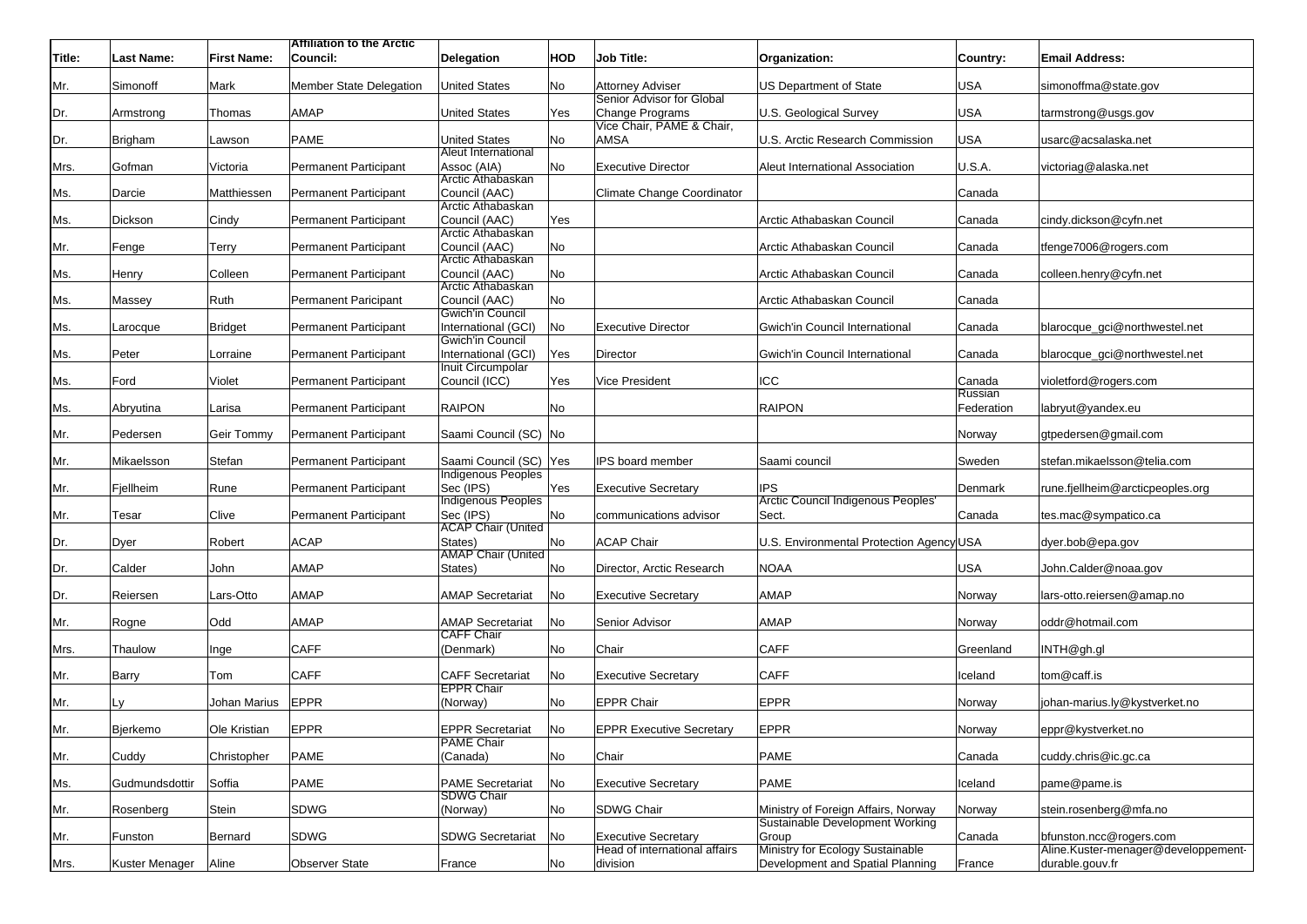| Title: | Last Name: | First Name: | Affiliation to the Arctic Council: | Delegation | HOD | Job Title: | Organization: | Country: | Email Address: |
|---|---|---|---|---|---|---|---|---|---|
| Mr. | Simonoff | Mark | Member State Delegation | United States | No | Attorney Adviser | US Department of State | USA | simonoffma@state.gov |
| Dr. | Armstrong | Thomas | AMAP | United States | Yes | Senior Advisor for Global Change Programs | U.S. Geological Survey | USA | tarmstrong@usgs.gov |
| Dr. | Brigham | Lawson | PAME | United States | No | Vice Chair, PAME & Chair, AMSA | U.S. Arctic Research Commission | USA | usarc@acsalaska.net |
| Mrs. | Gofman | Victoria | Permanent Participant | Aleut International Assoc (AIA) | No | Executive Director | Aleut International Association | U.S.A. | victoriag@alaska.net |
| Ms. | Darcie | Matthiessen | Permanent Participant | Arctic Athabaskan Council (AAC) | | Climate Change Coordinator | | Canada | |
| Ms. | Dickson | Cindy | Permanent Participant | Arctic Athabaskan Council (AAC) | Yes | | Arctic Athabaskan Council | Canada | cindy.dickson@cyfn.net |
| Mr. | Fenge | Terry | Permanent Participant | Arctic Athabaskan Council (AAC) | No | | Arctic Athabaskan Council | Canada | tfenge7006@rogers.com |
| Ms. | Henry | Colleen | Permanent Participant | Arctic Athabaskan Council (AAC) | No | | Arctic Athabaskan Council | Canada | colleen.henry@cyfn.net |
| Ms. | Massey | Ruth | Permanent Paricipant | Arctic Athabaskan Council (AAC) | No | | Arctic Athabaskan Council | Canada | |
| Ms. | Larocque | Bridget | Permanent Participant | Gwich'in Council International (GCI) | No | Executive Director | Gwich'in Council International | Canada | blarocque_gci@northwestel.net |
| Ms. | Peter | Lorraine | Permanent Participant | Gwich'in Council International (GCI) | Yes | Director | Gwich'in Council International | Canada | blarocque_gci@northwestel.net |
| Ms. | Ford | Violet | Permanent Participant | Inuit Circumpolar Council (ICC) | Yes | Vice President | ICC | Canada | violetford@rogers.com |
| Ms. | Abryutina | Larisa | Permanent Participant | RAIPON | No | | RAIPON | Russian Federation | labryut@yandex.eu |
| Mr. | Pedersen | Geir Tommy | Permanent Participant | Saami Council (SC) | No | | | Norway | gtpedersen@gmail.com |
| Mr. | Mikaelsson | Stefan | Permanent Participant | Saami Council (SC) | Yes | IPS board member | Saami council | Sweden | stefan.mikaelsson@telia.com |
| Mr. | Fjellheim | Rune | Permanent Participant | Indigenous Peoples Sec (IPS) | Yes | Executive Secretary | IPS | Denmark | rune.fjellheim@arcticpeoples.org |
| Mr. | Tesar | Clive | Permanent Participant | Indigenous Peoples Sec (IPS) | No | communications advisor | Arctic Council Indigenous Peoples' Sect. | Canada | tes.mac@sympatico.ca |
| Dr. | Dyer | Robert | ACAP | ACAP Chair (United States) | No | ACAP Chair | U.S. Environmental Protection Agency | USA | dyer.bob@epa.gov |
| Dr. | Calder | John | AMAP | AMAP Chair (United States) | No | Director, Arctic Research | NOAA | USA | John.Calder@noaa.gov |
| Dr. | Reiersen | Lars-Otto | AMAP | AMAP Secretariat | No | Executive Secretary | AMAP | Norway | lars-otto.reiersen@amap.no |
| Mr. | Rogne | Odd | AMAP | AMAP Secretariat | No | Senior Advisor | AMAP | Norway | oddr@hotmail.com |
| Mrs. | Thaulow | Inge | CAFF | CAFF Chair (Denmark) | No | Chair | CAFF | Greenland | INTH@gh.gl |
| Mr. | Barry | Tom | CAFF | CAFF Secretariat | No | Executive Secretary | CAFF | Iceland | tom@caff.is |
| Mr. | Ly | Johan Marius | EPPR | EPPR Chair (Norway) | No | EPPR Chair | EPPR | Norway | johan-marius.ly@kystverket.no |
| Mr. | Bjerkemo | Ole Kristian | EPPR | EPPR Secretariat | No | EPPR Executive Secretary | EPPR | Norway | eppr@kystverket.no |
| Mr. | Cuddy | Christopher | PAME | PAME Chair (Canada) | No | Chair | PAME | Canada | cuddy.chris@ic.gc.ca |
| Ms. | Gudmundsdottir | Soffia | PAME | PAME Secretariat | No | Executive Secretary | PAME | Iceland | pame@pame.is |
| Mr. | Rosenberg | Stein | SDWG | SDWG Chair (Norway) | No | SDWG Chair | Ministry of Foreign Affairs, Norway | Norway | stein.rosenberg@mfa.no |
| Mr. | Funston | Bernard | SDWG | SDWG Secretariat | No | Executive Secretary | Sustainable Development Working Group | Canada | bfunston.ncc@rogers.com |
| Mrs. | Kuster Menager | Aline | Observer State | France | No | Head of international affairs division | Ministry for Ecology Sustainable Development and Spatial Planning | France | Aline.Kuster-menager@developpement-durable.gouv.fr |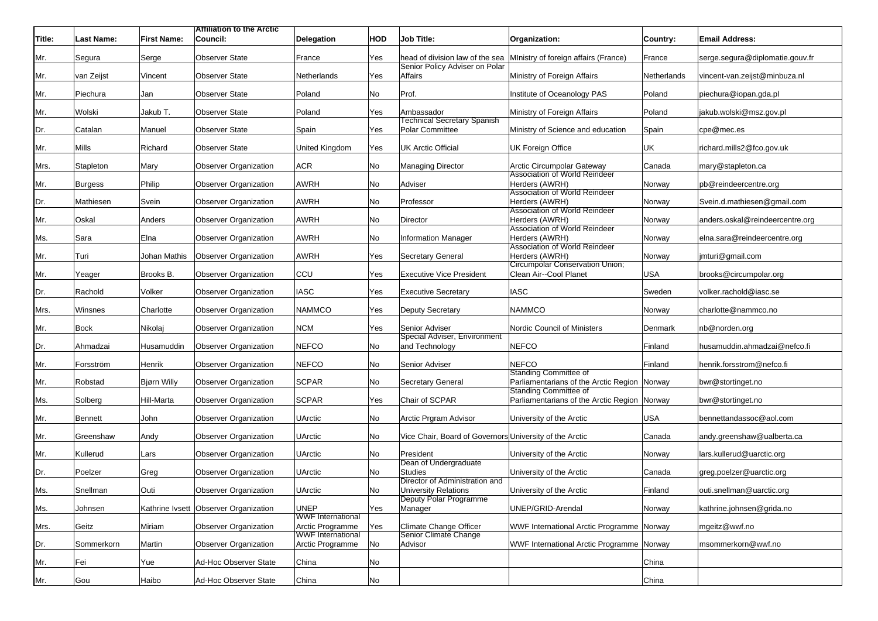| Title: | Last Name: | First Name: | Affiliation to the Arctic Council: | Delegation | HOD | Job Title: | Organization: | Country: | Email Address: |
|---|---|---|---|---|---|---|---|---|---|
| Mr. | Segura | Serge | Observer State | France | Yes | head of division law of the sea | MInistry of foreign affairs (France) | France | serge.segura@diplomatie.gouv.fr |
| Mr. | van Zeijst | Vincent | Observer State | Netherlands | Yes | Senior Policy Adviser on Polar Affairs | Ministry of Foreign Affairs | Netherlands | vincent-van.zeijst@minbuza.nl |
| Mr. | Piechura | Jan | Observer State | Poland | No | Prof. | Institute of Oceanology PAS | Poland | piechura@iopan.gda.pl |
| Mr. | Wolski | Jakub T. | Observer State | Poland | Yes | Ambassador | Ministry of Foreign Affairs | Poland | jakub.wolski@msz.gov.pl |
| Dr. | Catalan | Manuel | Observer State | Spain | Yes | Technical Secretary Spanish Polar Committee | Ministry of Science and education | Spain | cpe@mec.es |
| Mr. | Mills | Richard | Observer State | United Kingdom | Yes | UK Arctic Official | UK Foreign Office | UK | richard.mills2@fco.gov.uk |
| Mrs. | Stapleton | Mary | Observer Organization | ACR | No | Managing Director | Arctic Circumpolar Gateway | Canada | mary@stapleton.ca |
| Mr. | Burgess | Philip | Observer Organization | AWRH | No | Adviser | Association of World Reindeer Herders (AWRH) | Norway | pb@reindeercentre.org |
| Dr. | Mathiesen | Svein | Observer Organization | AWRH | No | Professor | Association of World Reindeer Herders (AWRH) | Norway | Svein.d.mathiesen@gmail.com |
| Mr. | Oskal | Anders | Observer Organization | AWRH | No | Director | Association of World Reindeer Herders (AWRH) | Norway | anders.oskal@reindeercentre.org |
| Ms. | Sara | Elna | Observer Organization | AWRH | No | Information Manager | Association of World Reindeer Herders (AWRH) | Norway | elna.sara@reindeercentre.org |
| Mr. | Turi | Johan Mathis | Observer Organization | AWRH | Yes | Secretary General | Association of World Reindeer Herders (AWRH) | Norway | jmturi@gmail.com |
| Mr. | Yeager | Brooks B. | Observer Organization | CCU | Yes | Executive Vice President | Circumpolar Conservation Union; Clean Air--Cool Planet | USA | brooks@circumpolar.org |
| Dr. | Rachold | Volker | Observer Organization | IASC | Yes | Executive Secretary | IASC | Sweden | volker.rachold@iasc.se |
| Mrs. | Winsnes | Charlotte | Observer Organization | NAMMCO | Yes | Deputy Secretary | NAMMCO | Norway | charlotte@nammco.no |
| Mr. | Bock | Nikolaj | Observer Organization | NCM | Yes | Senior Adviser | Nordic Council of Ministers | Denmark | nb@norden.org |
| Dr. | Ahmadzai | Husamuddin | Observer Organization | NEFCO | No | Special Adviser, Environment and Technology | NEFCO | Finland | husamuddin.ahmadzai@nefco.fi |
| Mr. | Forsström | Henrik | Observer Organization | NEFCO | No | Senior Adviser | NEFCO | Finland | henrik.forsstrom@nefco.fi |
| Mr. | Robstad | Bjørn Willy | Observer Organization | SCPAR | No | Secretary General | Standing Committee of Parliamentarians of the Arctic Region | Norway | bwr@stortinget.no |
| Ms. | Solberg | Hill-Marta | Observer Organization | SCPAR | Yes | Chair of SCPAR | Standing Committee of Parliamentarians of the Arctic Region | Norway | bwr@stortinget.no |
| Mr. | Bennett | John | Observer Organization | UArctic | No | Arctic Prgram Advisor | University of the Arctic | USA | bennettandassoc@aol.com |
| Mr. | Greenshaw | Andy | Observer Organization | UArctic | No | Vice Chair, Board of Governors | University of the Arctic | Canada | andy.greenshaw@ualberta.ca |
| Mr. | Kullerud | Lars | Observer Organization | UArctic | No | President | University of the Arctic | Norway | lars.kullerud@uarctic.org |
| Dr. | Poelzer | Greg | Observer Organization | UArctic | No | Dean of Undergraduate Studies | University of the Arctic | Canada | greg.poelzer@uarctic.org |
| Ms. | Snellman | Outi | Observer Organization | UArctic | No | Director of Administration and University Relations | University of the Arctic | Finland | outi.snellman@uarctic.org |
| Ms. | Johnsen | Kathrine Ivsett | Observer Organization | UNEP | Yes | Deputy Polar Programme Manager | UNEP/GRID-Arendal | Norway | kathrine.johnsen@grida.no |
| Mrs. | Geitz | Miriam | Observer Organization | WWF International Arctic Programme | Yes | Climate Change Officer | WWF International Arctic Programme | Norway | mgeitz@wwf.no |
| Dr. | Sommerkorn | Martin | Observer Organization | WWF International Arctic Programme | No | Senior Climate Change Advisor | WWF International Arctic Programme | Norway | msommerkorn@wwf.no |
| Mr. | Fei | Yue | Ad-Hoc Observer State | China | No | | | China | |
| Mr. | Gou | Haibo | Ad-Hoc Observer State | China | No | | | China | |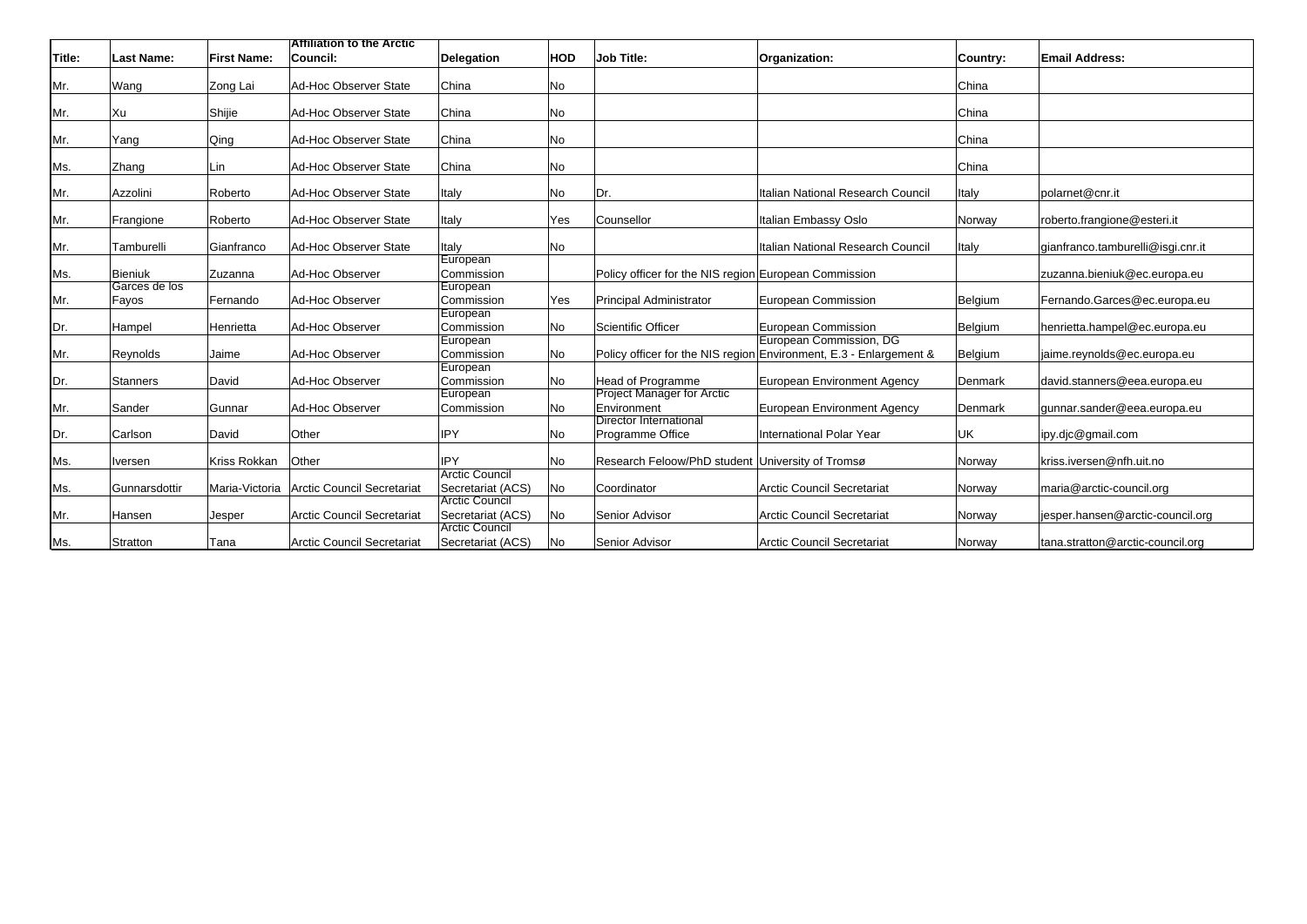| Title: | Last Name: | First Name: | Affiliation to the Arctic Council: | Delegation | HOD | Job Title: | Organization: | Country: | Email Address: |
|---|---|---|---|---|---|---|---|---|---|
| Mr. | Wang | Zong Lai | Ad-Hoc Observer State | China | No | | | China | |
| Mr. | Xu | Shijie | Ad-Hoc Observer State | China | No | | | China | |
| Mr. | Yang | Qing | Ad-Hoc Observer State | China | No | | | China | |
| Ms. | Zhang | Lin | Ad-Hoc Observer State | China | No | | | China | |
| Mr. | Azzolini | Roberto | Ad-Hoc Observer State | Italy | No | Dr. | Italian National Research Council | Italy | polarnet@cnr.it |
| Mr. | Frangione | Roberto | Ad-Hoc Observer State | Italy | Yes | Counsellor | Italian Embassy Oslo | Norway | roberto.frangione@esteri.it |
| Mr. | Tamburelli | Gianfranco | Ad-Hoc Observer State | Italy | No | | Italian National Research Council | Italy | gianfranco.tamburelli@isgi.cnr.it |
| Ms. | Bieniuk | Zuzanna | Ad-Hoc Observer | European Commission | | Policy officer for the NIS region | European Commission | | zuzanna.bieniuk@ec.europa.eu |
| Mr. | Garces de los Fayos | Fernando | Ad-Hoc Observer | European Commission | Yes | Principal Administrator | European Commission | Belgium | Fernando.Garces@ec.europa.eu |
| Dr. | Hampel | Henrietta | Ad-Hoc Observer | European Commission | No | Scientific Officer | European Commission | Belgium | henrietta.hampel@ec.europa.eu |
| Mr. | Reynolds | Jaime | Ad-Hoc Observer | European Commission | No | Policy officer for the NIS region | European Commission, DG Environment, E.3 - Enlargement & | Belgium | jaime.reynolds@ec.europa.eu |
| Dr. | Stanners | David | Ad-Hoc Observer | European Commission | No | Head of Programme | European Environment Agency | Denmark | david.stanners@eea.europa.eu |
| Mr. | Sander | Gunnar | Ad-Hoc Observer | European Commission | No | Project Manager for Arctic Environment | European Environment Agency | Denmark | gunnar.sander@eea.europa.eu |
| Dr. | Carlson | David | Other | IPY | No | Director International Programme Office | International Polar Year | UK | ipy.djc@gmail.com |
| Ms. | Iversen | Kriss Rokkan | Other | IPY | No | Research Feloow/PhD student | University of Tromsø | Norway | kriss.iversen@nfh.uit.no |
| Ms. | Gunnarsdottir | Maria-Victoria | Arctic Council Secretariat | Arctic Council Secretariat (ACS) | No | Coordinator | Arctic Council Secretariat | Norway | maria@arctic-council.org |
| Mr. | Hansen | Jesper | Arctic Council Secretariat | Arctic Council Secretariat (ACS) | No | Senior Advisor | Arctic Council Secretariat | Norway | jesper.hansen@arctic-council.org |
| Ms. | Stratton | Tana | Arctic Council Secretariat | Arctic Council Secretariat (ACS) | No | Senior Advisor | Arctic Council Secretariat | Norway | tana.stratton@arctic-council.org |